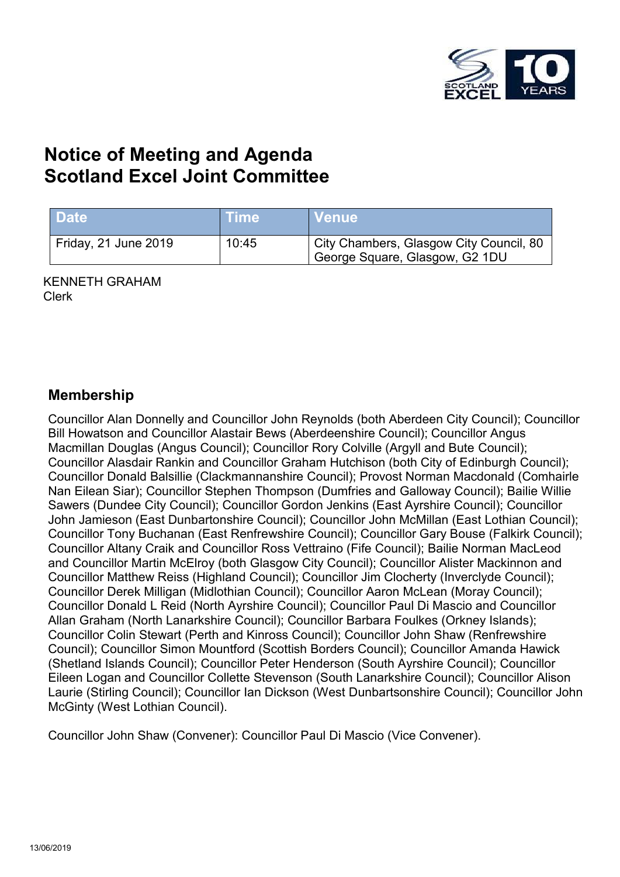# Notice of Meeting and Agenda
# Scotland Excel Joint Committee

| Date | Time | Venue |
|---|---|---|
| Friday, 21 June 2019 | 10:45 | City Chambers, Glasgow City Council, 80 George Square, Glasgow, G2 1DU |

KENNETH GRAHAM
Clerk

## Membership

Councillor Alan Donnelly and Councillor John Reynolds (both Aberdeen City Council); Councillor Bill Howatson and Councillor Alastair Bews (Aberdeenshire Council); Councillor Angus Macmillan Douglas (Angus Council); Councillor Rory Colville (Argyll and Bute Council); Councillor Alasdair Rankin and Councillor Graham Hutchison (both City of Edinburgh Council); Councillor Donald Balsillie (Clackmannanshire Council); Provost Norman Macdonald (Comhairle Nan Eilean Siar); Councillor Stephen Thompson (Dumfries and Galloway Council); Bailie Willie Sawers (Dundee City Council); Councillor Gordon Jenkins (East Ayrshire Council); Councillor John Jamieson (East Dunbartonshire Council); Councillor John McMillan (East Lothian Council); Councillor Tony Buchanan (East Renfrewshire Council); Councillor Gary Bouse (Falkirk Council); Councillor Altany Craik and Councillor Ross Vettraino (Fife Council); Bailie Norman MacLeod and Councillor Martin McElroy (both Glasgow City Council); Councillor Alister Mackinnon and Councillor Matthew Reiss (Highland Council); Councillor Jim Clocherty (Inverclyde Council); Councillor Derek Milligan (Midlothian Council); Councillor Aaron McLean (Moray Council); Councillor Donald L Reid (North Ayrshire Council); Councillor Paul Di Mascio and Councillor Allan Graham (North Lanarkshire Council); Councillor Barbara Foulkes (Orkney Islands); Councillor Colin Stewart (Perth and Kinross Council); Councillor John Shaw (Renfrewshire Council); Councillor Simon Mountford (Scottish Borders Council); Councillor Amanda Hawick (Shetland Islands Council); Councillor Peter Henderson (South Ayrshire Council); Councillor Eileen Logan and Councillor Collette Stevenson (South Lanarkshire Council); Councillor Alison Laurie (Stirling Council); Councillor Ian Dickson (West Dunbartsonshire Council); Councillor John McGinty (West Lothian Council).

Councillor John Shaw (Convener): Councillor Paul Di Mascio (Vice Convener).

13/06/2019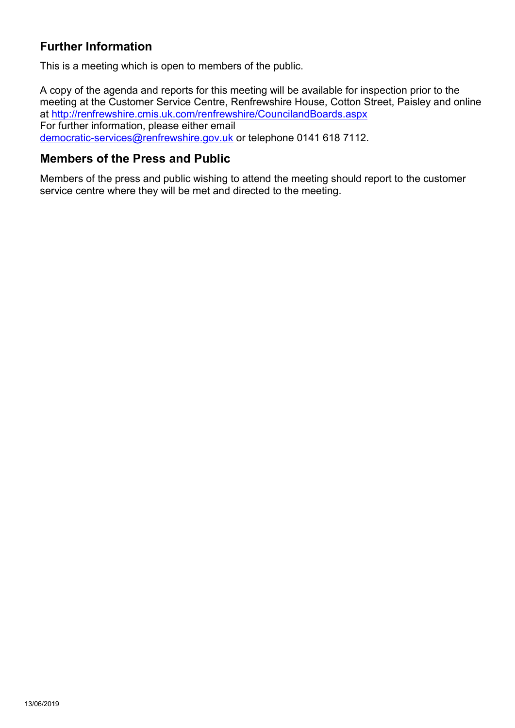## Further Information

This is a meeting which is open to members of the public.

A copy of the agenda and reports for this meeting will be available for inspection prior to the meeting at the Customer Service Centre, Renfrewshire House, Cotton Street, Paisley and online at http://renfrewshire.cmis.uk.com/renfrewshire/CouncilandBoards.aspx
For further information, please either email democratic-services@renfrewshire.gov.uk or telephone 0141 618 7112.

## Members of the Press and Public

Members of the press and public wishing to attend the meeting should report to the customer service centre where they will be met and directed to the meeting.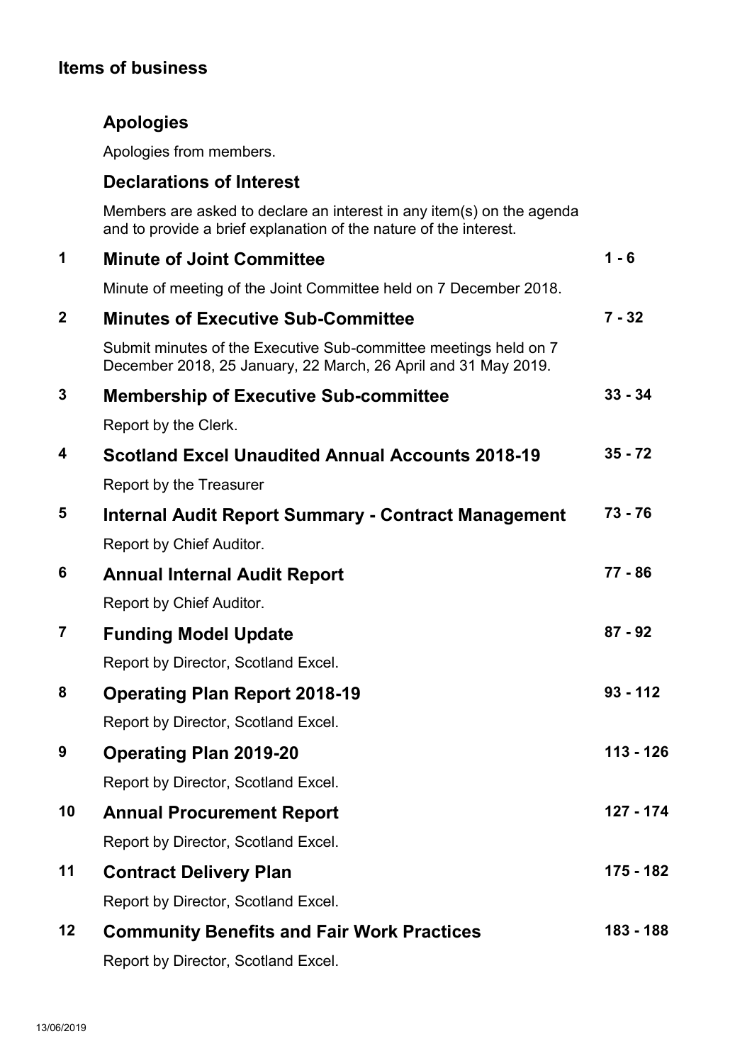## Items of business

### Apologies

Apologies from members.

### Declarations of Interest

Members are asked to declare an interest in any item(s) on the agenda and to provide a brief explanation of the nature of the interest.

| | Item | Pages |
|---|---|---|
| 1 | **Minute of Joint Committee**<br>Minute of meeting of the Joint Committee held on 7 December 2018. | 1 - 6 |
| 2 | **Minutes of Executive Sub-Committee**<br>Submit minutes of the Executive Sub-committee meetings held on 7 December 2018, 25 January, 22 March, 26 April and 31 May 2019. | 7 - 32 |
| 3 | **Membership of Executive Sub-committee**<br>Report by the Clerk. | 33 - 34 |
| 4 | **Scotland Excel Unaudited Annual Accounts 2018-19**<br>Report by the Treasurer | 35 - 72 |
| 5 | **Internal Audit Report Summary - Contract Management**<br>Report by Chief Auditor. | 73 - 76 |
| 6 | **Annual Internal Audit Report**<br>Report by Chief Auditor. | 77 - 86 |
| 7 | **Funding Model Update**<br>Report by Director, Scotland Excel. | 87 - 92 |
| 8 | **Operating Plan Report 2018-19**<br>Report by Director, Scotland Excel. | 93 - 112 |
| 9 | **Operating Plan 2019-20**<br>Report by Director, Scotland Excel. | 113 - 126 |
| 10 | **Annual Procurement Report**<br>Report by Director, Scotland Excel. | 127 - 174 |
| 11 | **Contract Delivery Plan**<br>Report by Director, Scotland Excel. | 175 - 182 |
| 12 | **Community Benefits and Fair Work Practices**<br>Report by Director, Scotland Excel. | 183 - 188 |

13/06/2019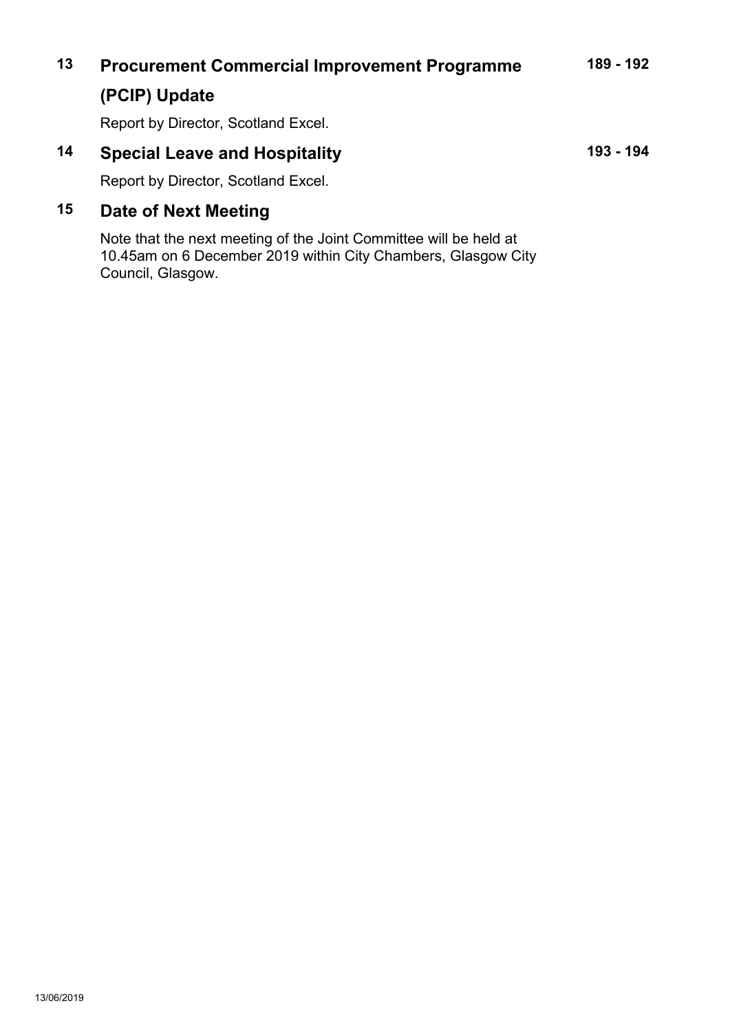**13 Procurement Commercial Improvement Programme (PCIP) Update** 189 - 192

Report by Director, Scotland Excel.

**14 Special Leave and Hospitality** 193 - 194

Report by Director, Scotland Excel.

**15 Date of Next Meeting**

Note that the next meeting of the Joint Committee will be held at 10.45am on 6 December 2019 within City Chambers, Glasgow City Council, Glasgow.

13/06/2019